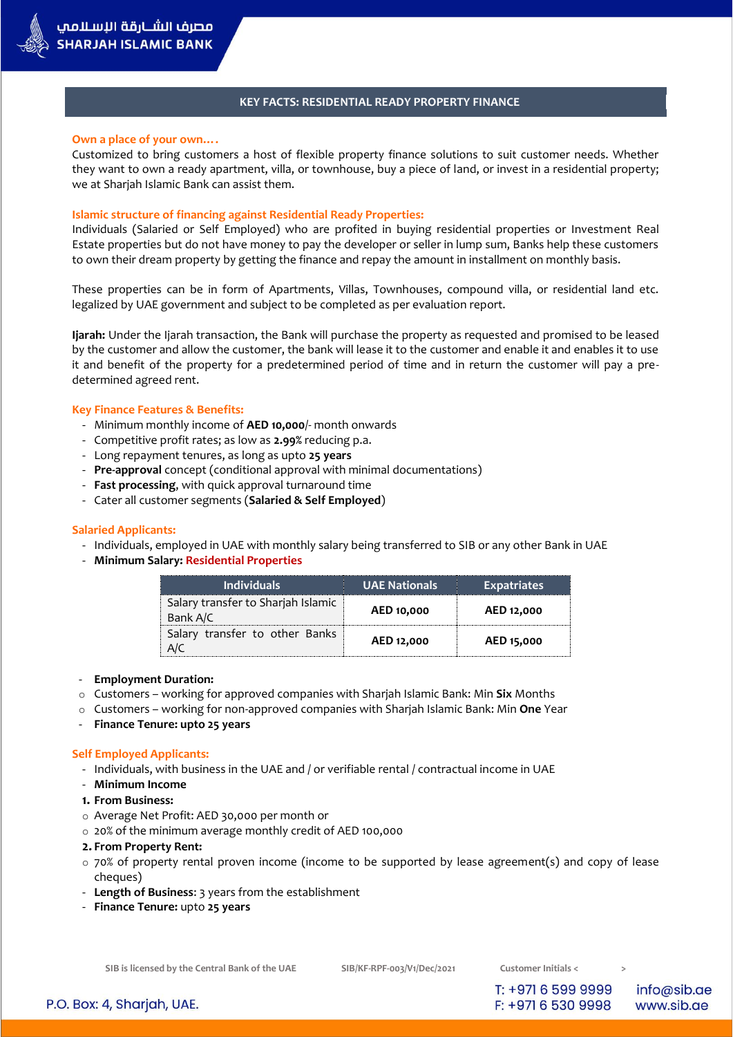# KEY FACTS: RESIDENTIAL READY PROPERTY FINANCE

## Own a place of your own….

Customized to bring customers a host of flexible property finance solutions to suit customer needs. Whether they want to own a ready apartment, villa, or townhouse, buy a piece of land, or invest in a residential property; we at Sharjah Islamic Bank can assist them.

## Islamic structure of financing against Residential Ready Properties:

Individuals (Salaried or Self Employed) who are profited in buying residential properties or Investment Real Estate properties but do not have money to pay the developer or seller in lump sum, Banks help these customers to own their dream property by getting the finance and repay the amount in installment on monthly basis.

These properties can be in form of Apartments, Villas, Townhouses, compound villa, or residential land etc. legalized by UAE government and subject to be completed as per evaluation report.

**Ijarah:** Under the Ijarah transaction, the Bank will purchase the property as requested and promised to be leased by the customer and allow the customer, the bank will lease it to the customer and enable it and enables it to use it and benefit of the property for a predetermined period of time and in return the customer will pay a pre-determined agreed rent.

## Key Finance Features & Benefits:

- Minimum monthly income of **AED 10,000**/- month onwards
- Competitive profit rates; as low as **2.99%** reducing p.a.
- Long repayment tenures, as long as upto **25 years**
- **Pre-approval** concept (conditional approval with minimal documentations)
- **Fast processing**, with quick approval turnaround time
- Cater all customer segments (**Salaried & Self Employed**)

## Salaried Applicants:

- Individuals, employed in UAE with monthly salary being transferred to SIB or any other Bank in UAE
- **Minimum Salary: Residential Properties**

| Individuals | UAE Nationals | Expatriates |
|---|---|---|
| Salary transfer to Sharjah Islamic Bank A/C | AED 10,000 | AED 12,000 |
| Salary transfer to other Banks A/C | AED 12,000 | AED 15,000 |

- **Employment Duration:**
  - Customers – working for approved companies with Sharjah Islamic Bank: Min **Six** Months
  - Customers – working for non-approved companies with Sharjah Islamic Bank: Min **One** Year
- **Finance Tenure: upto 25 years**

## Self Employed Applicants:

- Individuals, with business in the UAE and / or verifiable rental / contractual income in UAE
- **Minimum Income**

**1. From Business:**
  - Average Net Profit: AED 30,000 per month or
  - 20% of the minimum average monthly credit of AED 100,000

**2. From Property Rent:**
  - 70% of property rental proven income (income to be supported by lease agreement(s) and copy of lease cheques)

- **Length of Business**: 3 years from the establishment
- **Finance Tenure:** upto **25 years**

SIB is licensed by the Central Bank of the UAE SIB/KF-RPF-003/V1/Dec/2021 Customer Initials < >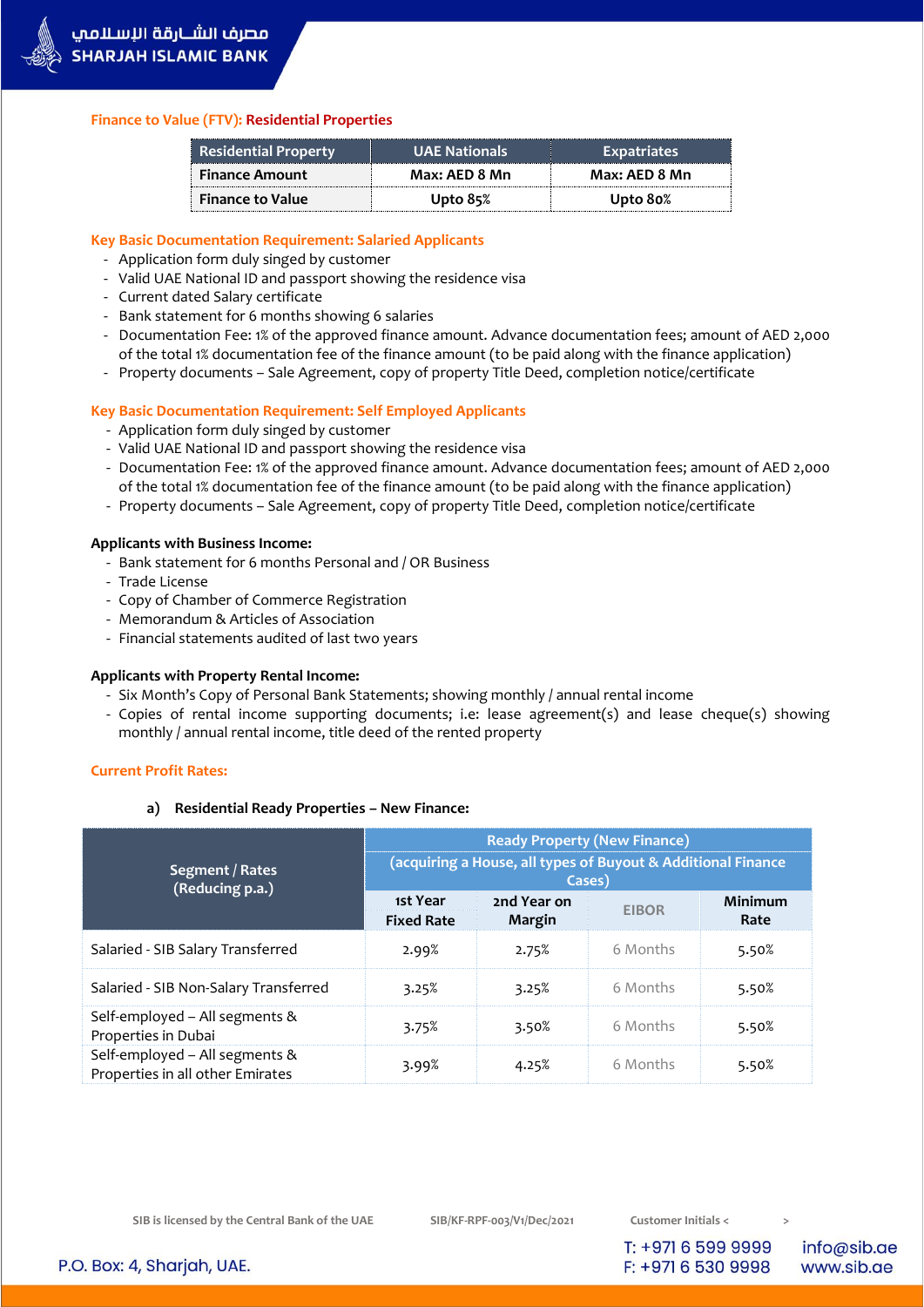## Finance to Value (FTV): Residential Properties

| Residential Property | UAE Nationals | Expatriates |
|---|---|---|
| Finance Amount | Max: AED 8 Mn | Max: AED 8 Mn |
| Finance to Value | Upto 85% | Upto 80% |

## Key Basic Documentation Requirement: Salaried Applicants

- Application form duly singed by customer
- Valid UAE National ID and passport showing the residence visa
- Current dated Salary certificate
- Bank statement for 6 months showing 6 salaries
- Documentation Fee: 1% of the approved finance amount. Advance documentation fees; amount of AED 2,000 of the total 1% documentation fee of the finance amount (to be paid along with the finance application)
- Property documents – Sale Agreement, copy of property Title Deed, completion notice/certificate

## Key Basic Documentation Requirement: Self Employed Applicants

- Application form duly singed by customer
- Valid UAE National ID and passport showing the residence visa
- Documentation Fee: 1% of the approved finance amount. Advance documentation fees; amount of AED 2,000 of the total 1% documentation fee of the finance amount (to be paid along with the finance application)
- Property documents – Sale Agreement, copy of property Title Deed, completion notice/certificate

**Applicants with Business Income:**

- Bank statement for 6 months Personal and / OR Business
- Trade License
- Copy of Chamber of Commerce Registration
- Memorandum & Articles of Association
- Financial statements audited of last two years

**Applicants with Property Rental Income:**

- Six Month's Copy of Personal Bank Statements; showing monthly / annual rental income
- Copies of rental income supporting documents; i.e: lease agreement(s) and lease cheque(s) showing monthly / annual rental income, title deed of the rented property

## Current Profit Rates:

**a) Residential Ready Properties – New Finance:**

| Segment / Rates (Reducing p.a.) | Ready Property (New Finance) (acquiring a House, all types of Buyout & Additional Finance Cases) | | | |
|---|---|---|---|---|
| | 1st Year Fixed Rate | 2nd Year on Margin | EIBOR | Minimum Rate |
| Salaried - SIB Salary Transferred | 2.99% | 2.75% | 6 Months | 5.50% |
| Salaried - SIB Non-Salary Transferred | 3.25% | 3.25% | 6 Months | 5.50% |
| Self-employed – All segments & Properties in Dubai | 3.75% | 3.50% | 6 Months | 5.50% |
| Self-employed – All segments & Properties in all other Emirates | 3.99% | 4.25% | 6 Months | 5.50% |

SIB is licensed by the Central Bank of the UAE SIB/KF-RPF-003/V1/Dec/2021 Customer Initials < >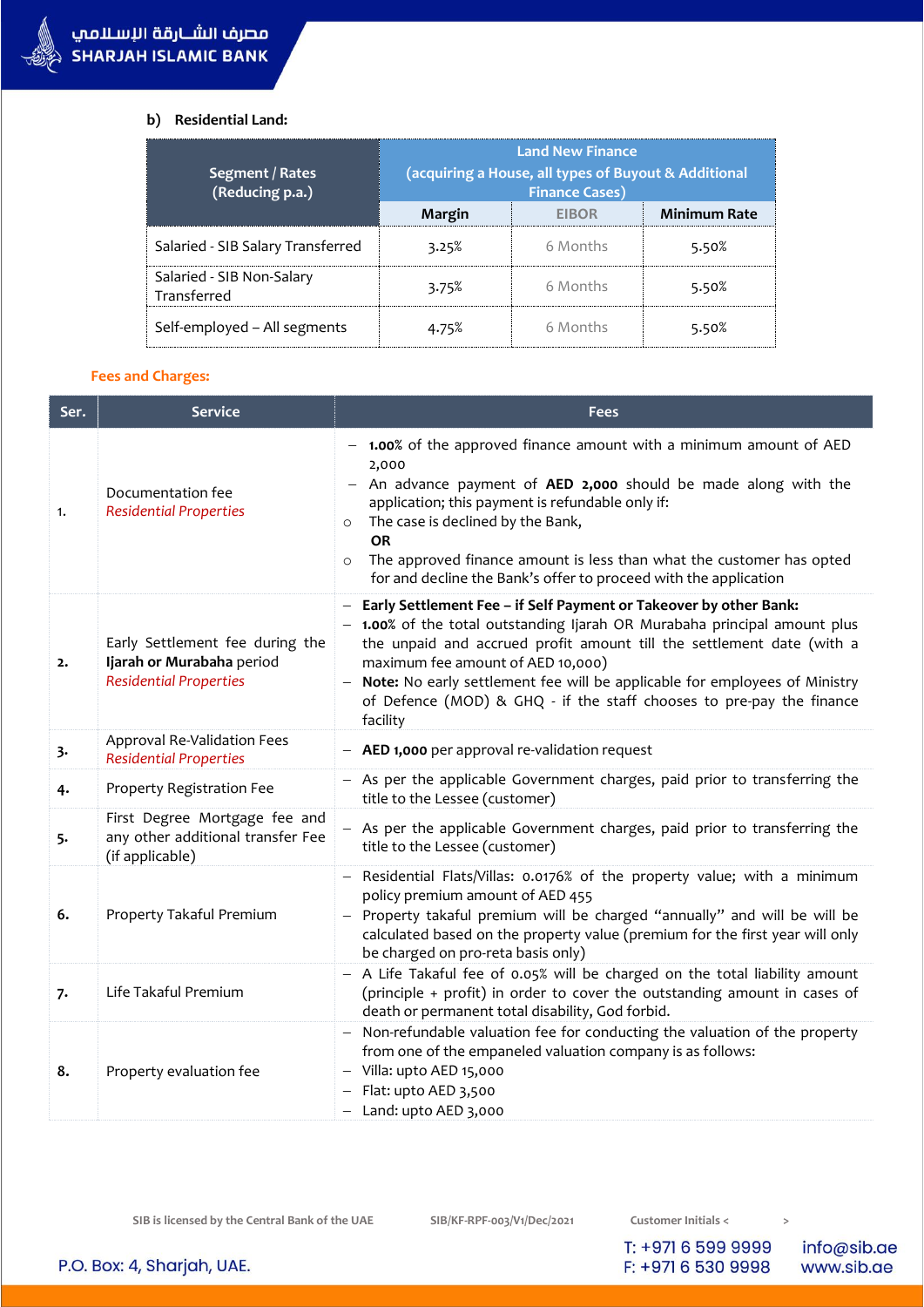**b) Residential Land:**

| Segment / Rates (Reducing p.a.) | Land New Finance (acquiring a House, all types of Buyout & Additional Finance Cases) | | |
|---|---|---|---|
| | Margin | EIBOR | Minimum Rate |
| Salaried - SIB Salary Transferred | 3.25% | 6 Months | 5.50% |
| Salaried - SIB Non-Salary Transferred | 3.75% | 6 Months | 5.50% |
| Self-employed – All segments | 4.75% | 6 Months | 5.50% |

**Fees and Charges:**

| Ser. | Service | Fees |
|---|---|---|
| 1. | Documentation fee *Residential Properties* | – **1.00%** of the approved finance amount with a minimum amount of AED 2,000<br>– An advance payment of **AED 2,000** should be made along with the application; this payment is refundable only if:<br>○ The case is declined by the Bank,<br>**OR**<br>○ The approved finance amount is less than what the customer has opted for and decline the Bank's offer to proceed with the application |
| 2. | Early Settlement fee during the **Ijarah or Murabaha** period *Residential Properties* | – **Early Settlement Fee – if Self Payment or Takeover by other Bank:**<br>– **1.00%** of the total outstanding Ijarah OR Murabaha principal amount plus the unpaid and accrued profit amount till the settlement date (with a maximum fee amount of AED 10,000)<br>– **Note:** No early settlement fee will be applicable for employees of Ministry of Defence (MOD) & GHQ - if the staff chooses to pre-pay the finance facility |
| 3. | Approval Re-Validation Fees *Residential Properties* | – **AED 1,000** per approval re-validation request |
| 4. | Property Registration Fee | – As per the applicable Government charges, paid prior to transferring the title to the Lessee (customer) |
| 5. | First Degree Mortgage fee and any other additional transfer Fee (if applicable) | – As per the applicable Government charges, paid prior to transferring the title to the Lessee (customer) |
| 6. | Property Takaful Premium | – Residential Flats/Villas: 0.0176% of the property value; with a minimum policy premium amount of AED 455<br>– Property takaful premium will be charged "annually" and will be will be calculated based on the property value (premium for the first year will only be charged on pro-reta basis only) |
| 7. | Life Takaful Premium | – A Life Takaful fee of 0.05% will be charged on the total liability amount (principle + profit) in order to cover the outstanding amount in cases of death or permanent total disability, God forbid. |
| 8. | Property evaluation fee | – Non-refundable valuation fee for conducting the valuation of the property from one of the empaneled valuation company is as follows:<br>– Villa: upto AED 15,000<br>– Flat: upto AED 3,500<br>– Land: upto AED 3,000 |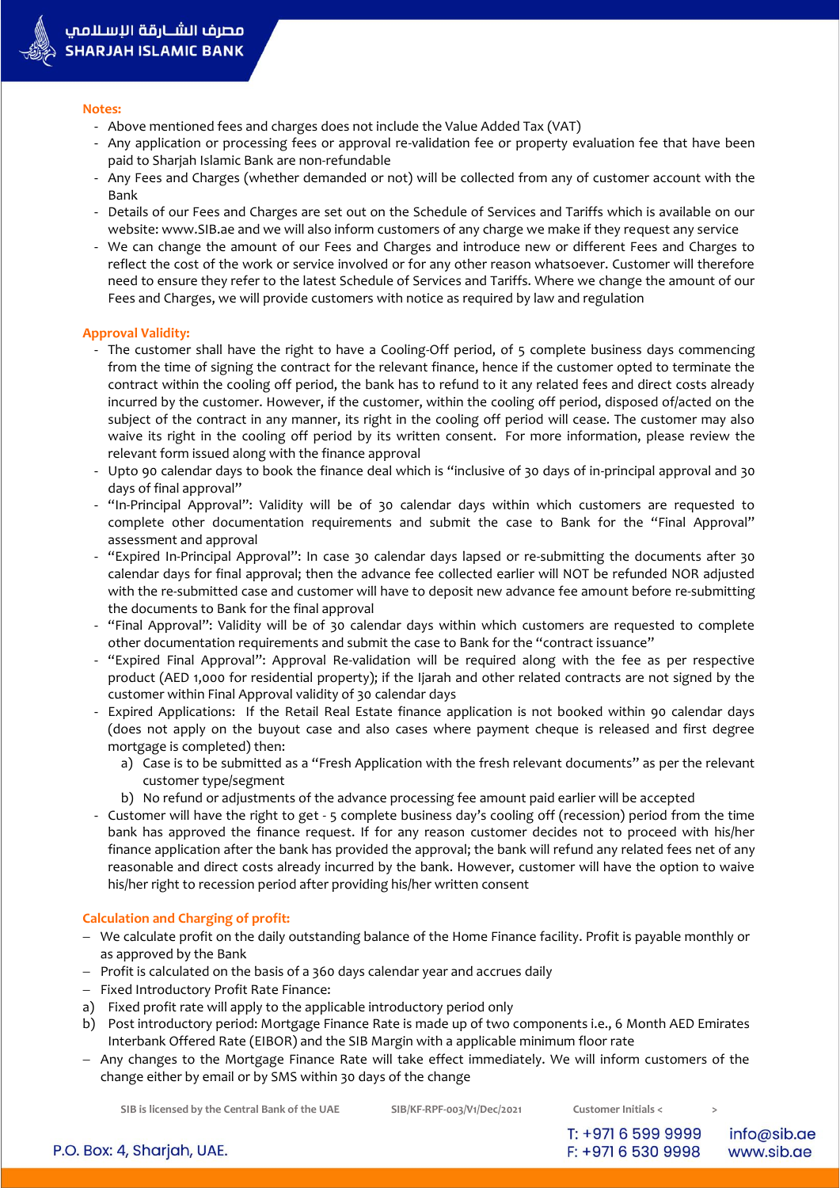### Notes:

- Above mentioned fees and charges does not include the Value Added Tax (VAT)
- Any application or processing fees or approval re-validation fee or property evaluation fee that have been paid to Sharjah Islamic Bank are non-refundable
- Any Fees and Charges (whether demanded or not) will be collected from any of customer account with the Bank
- Details of our Fees and Charges are set out on the Schedule of Services and Tariffs which is available on our website: www.SIB.ae and we will also inform customers of any charge we make if they request any service
- We can change the amount of our Fees and Charges and introduce new or different Fees and Charges to reflect the cost of the work or service involved or for any other reason whatsoever. Customer will therefore need to ensure they refer to the latest Schedule of Services and Tariffs. Where we change the amount of our Fees and Charges, we will provide customers with notice as required by law and regulation

### Approval Validity:

- The customer shall have the right to have a Cooling-Off period, of 5 complete business days commencing from the time of signing the contract for the relevant finance, hence if the customer opted to terminate the contract within the cooling off period, the bank has to refund to it any related fees and direct costs already incurred by the customer. However, if the customer, within the cooling off period, disposed of/acted on the subject of the contract in any manner, its right in the cooling off period will cease. The customer may also waive its right in the cooling off period by its written consent. For more information, please review the relevant form issued along with the finance approval
- Upto 90 calendar days to book the finance deal which is "inclusive of 30 days of in-principal approval and 30 days of final approval"
- "In-Principal Approval": Validity will be of 30 calendar days within which customers are requested to complete other documentation requirements and submit the case to Bank for the "Final Approval" assessment and approval
- "Expired In-Principal Approval": In case 30 calendar days lapsed or re-submitting the documents after 30 calendar days for final approval; then the advance fee collected earlier will NOT be refunded NOR adjusted with the re-submitted case and customer will have to deposit new advance fee amount before re-submitting the documents to Bank for the final approval
- "Final Approval": Validity will be of 30 calendar days within which customers are requested to complete other documentation requirements and submit the case to Bank for the "contract issuance"
- "Expired Final Approval": Approval Re-validation will be required along with the fee as per respective product (AED 1,000 for residential property); if the Ijarah and other related contracts are not signed by the customer within Final Approval validity of 30 calendar days
- Expired Applications: If the Retail Real Estate finance application is not booked within 90 calendar days (does not apply on the buyout case and also cases where payment cheque is released and first degree mortgage is completed) then:
  a) Case is to be submitted as a "Fresh Application with the fresh relevant documents" as per the relevant customer type/segment
  b) No refund or adjustments of the advance processing fee amount paid earlier will be accepted
- Customer will have the right to get - 5 complete business day's cooling off (recession) period from the time bank has approved the finance request. If for any reason customer decides not to proceed with his/her finance application after the bank has provided the approval; the bank will refund any related fees net of any reasonable and direct costs already incurred by the bank. However, customer will have the option to waive his/her right to recession period after providing his/her written consent

### Calculation and Charging of profit:

- We calculate profit on the daily outstanding balance of the Home Finance facility. Profit is payable monthly or as approved by the Bank
- Profit is calculated on the basis of a 360 days calendar year and accrues daily
- Fixed Introductory Profit Rate Finance:

a) Fixed profit rate will apply to the applicable introductory period only

b) Post introductory period: Mortgage Finance Rate is made up of two components i.e., 6 Month AED Emirates Interbank Offered Rate (EIBOR) and the SIB Margin with a applicable minimum floor rate

- Any changes to the Mortgage Finance Rate will take effect immediately. We will inform customers of the change either by email or by SMS within 30 days of the change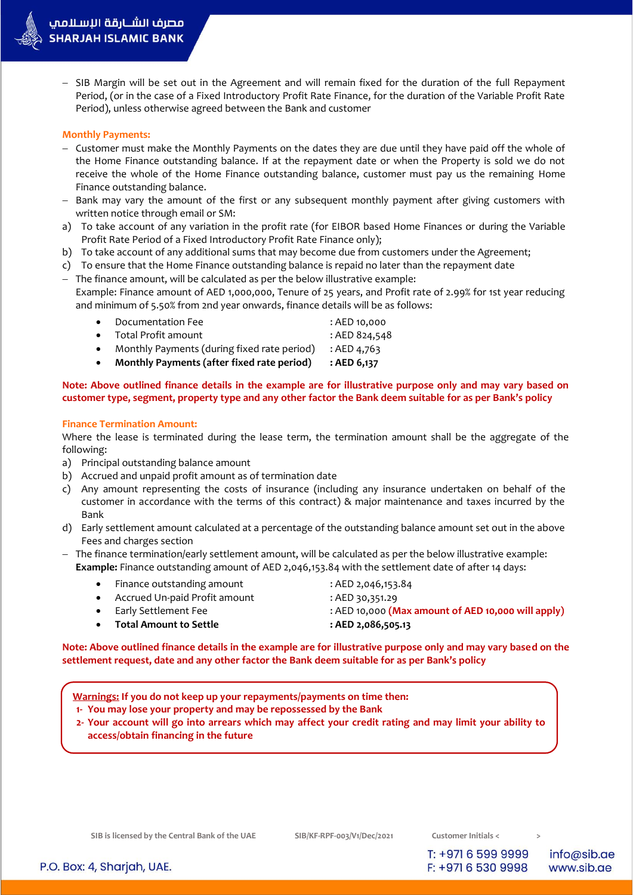- SIB Margin will be set out in the Agreement and will remain fixed for the duration of the full Repayment Period, (or in the case of a Fixed Introductory Profit Rate Finance, for the duration of the Variable Profit Rate Period), unless otherwise agreed between the Bank and customer

**Monthly Payments:**

- Customer must make the Monthly Payments on the dates they are due until they have paid off the whole of the Home Finance outstanding balance. If at the repayment date or when the Property is sold we do not receive the whole of the Home Finance outstanding balance, customer must pay us the remaining Home Finance outstanding balance.
- Bank may vary the amount of the first or any subsequent monthly payment after giving customers with written notice through email or SM:

a) To take account of any variation in the profit rate (for EIBOR based Home Finances or during the Variable Profit Rate Period of a Fixed Introductory Profit Rate Finance only);
b) To take account of any additional sums that may become due from customers under the Agreement;
c) To ensure that the Home Finance outstanding balance is repaid no later than the repayment date

- The finance amount, will be calculated as per the below illustrative example:
  Example: Finance amount of AED 1,000,000, Tenure of 25 years, and Profit rate of 2.99% for 1st year reducing and minimum of 5.50% from 2nd year onwards, finance details will be as follows:
  - Documentation Fee : AED 10,000
  - Total Profit amount : AED 824,548
  - Monthly Payments (during fixed rate period) : AED 4,763
  - **Monthly Payments (after fixed rate period) : AED 6,137**

**Note: Above outlined finance details in the example are for illustrative purpose only and may vary based on customer type, segment, property type and any other factor the Bank deem suitable for as per Bank's policy**

**Finance Termination Amount:**

Where the lease is terminated during the lease term, the termination amount shall be the aggregate of the following:

a) Principal outstanding balance amount
b) Accrued and unpaid profit amount as of termination date
c) Any amount representing the costs of insurance (including any insurance undertaken on behalf of the customer in accordance with the terms of this contract) & major maintenance and taxes incurred by the Bank
d) Early settlement amount calculated at a percentage of the outstanding balance amount set out in the above Fees and charges section

- The finance termination/early settlement amount, will be calculated as per the below illustrative example:
  **Example:** Finance outstanding amount of AED 2,046,153.84 with the settlement date of after 14 days:
  - Finance outstanding amount : AED 2,046,153.84
  - Accrued Un-paid Profit amount : AED 30,351.29
  - Early Settlement Fee : AED 10,000 **(Max amount of AED 10,000 will apply)**
  - **Total Amount to Settle : AED 2,086,505.13**

**Note: Above outlined finance details in the example are for illustrative purpose only and may vary based on the settlement request, date and any other factor the Bank deem suitable for as per Bank's policy**

**Warnings: If you do not keep up your repayments/payments on time then:**

**1- You may lose your property and may be repossessed by the Bank**

**2- Your account will go into arrears which may affect your credit rating and may limit your ability to access/obtain financing in the future**

SIB is licensed by the Central Bank of the UAE SIB/KF-RPF-003/V1/Dec/2021 Customer Initials < >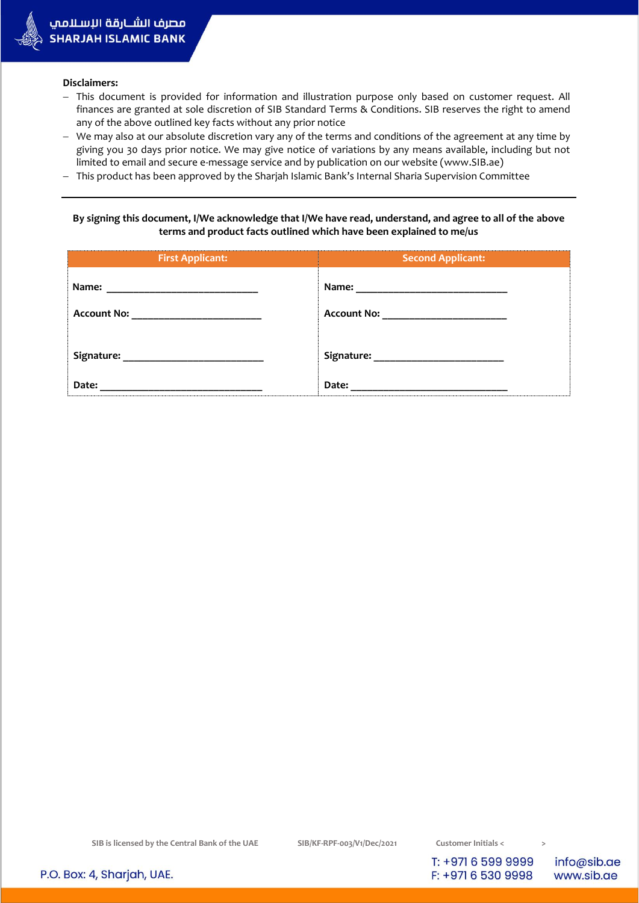**Disclaimers:**

- This document is provided for information and illustration purpose only based on customer request. All finances are granted at sole discretion of SIB Standard Terms & Conditions. SIB reserves the right to amend any of the above outlined key facts without any prior notice
- We may also at our absolute discretion vary any of the terms and conditions of the agreement at any time by giving you 30 days prior notice. We may give notice of variations by any means available, including but not limited to email and secure e-message service and by publication on our website (www.SIB.ae)
- This product has been approved by the Sharjah Islamic Bank's Internal Sharia Supervision Committee

---

**By signing this document, I/We acknowledge that I/We have read, understand, and agree to all of the above terms and product facts outlined which have been explained to me/us**

| First Applicant: | Second Applicant: |
|---|---|
| **Name:** ____________________________ | **Name:** ____________________________ |
| **Account No:** ________________________ | **Account No:** ________________________ |
| **Signature:** __________________________ | **Signature:** ________________________ |
| **Date:** ______________________________ | **Date:** _____________________________ |

SIB is licensed by the Central Bank of the UAE    SIB/KF-RPF-003/V1/Dec/2021    Customer Initials <            >